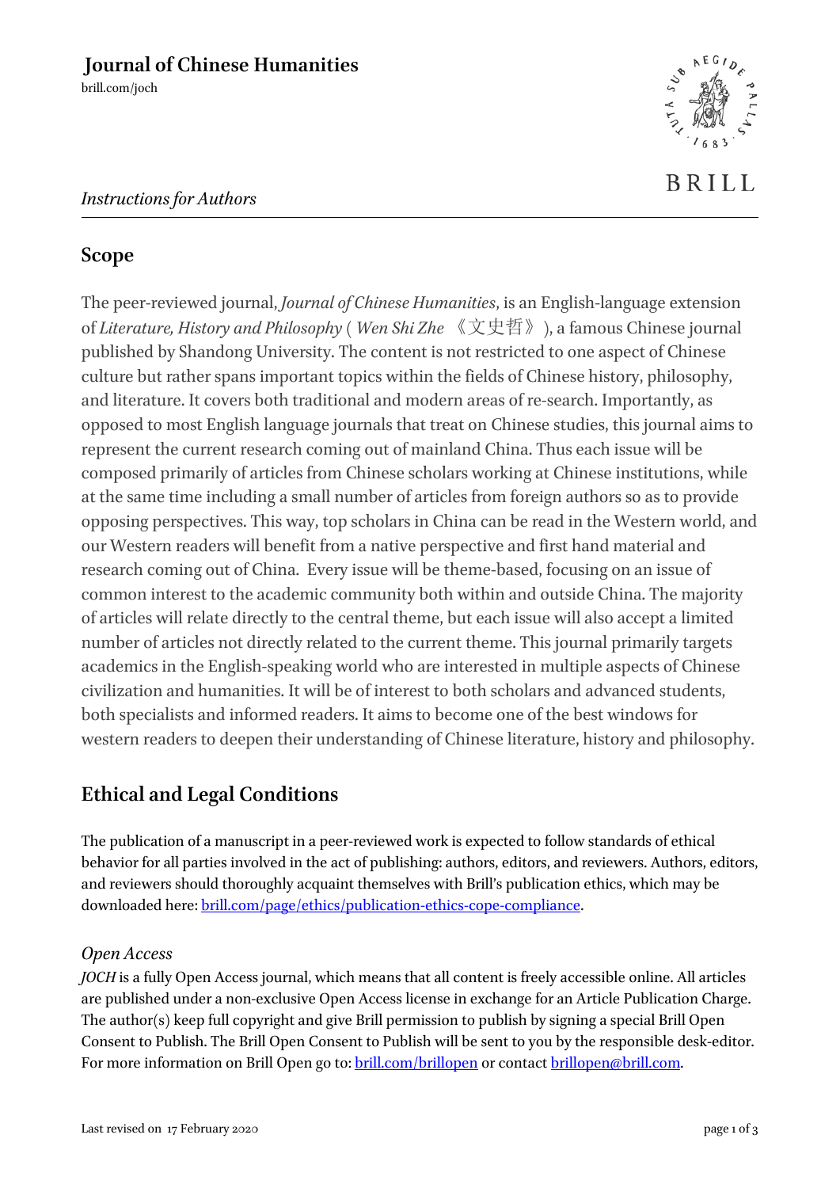**Journal of Chinese Humanities**
brill.com/joch

*Instructions for Authors*

## Scope

The peer-reviewed journal, *Journal of Chinese Humanities*, is an English-language extension of *Literature, History and Philosophy* ( *Wen Shi Zhe* 《文史哲》), a famous Chinese journal published by Shandong University. The content is not restricted to one aspect of Chinese culture but rather spans important topics within the fields of Chinese history, philosophy, and literature. It covers both traditional and modern areas of re-search. Importantly, as opposed to most English language journals that treat on Chinese studies, this journal aims to represent the current research coming out of mainland China. Thus each issue will be composed primarily of articles from Chinese scholars working at Chinese institutions, while at the same time including a small number of articles from foreign authors so as to provide opposing perspectives. This way, top scholars in China can be read in the Western world, and our Western readers will benefit from a native perspective and first hand material and research coming out of China. Every issue will be theme-based, focusing on an issue of common interest to the academic community both within and outside China. The majority of articles will relate directly to the central theme, but each issue will also accept a limited number of articles not directly related to the current theme. This journal primarily targets academics in the English-speaking world who are interested in multiple aspects of Chinese civilization and humanities. It will be of interest to both scholars and advanced students, both specialists and informed readers. It aims to become one of the best windows for western readers to deepen their understanding of Chinese literature, history and philosophy.

## Ethical and Legal Conditions

The publication of a manuscript in a peer-reviewed work is expected to follow standards of ethical behavior for all parties involved in the act of publishing: authors, editors, and reviewers. Authors, editors, and reviewers should thoroughly acquaint themselves with Brill's publication ethics, which may be downloaded here: brill.com/page/ethics/publication-ethics-cope-compliance.

### *Open Access*

*JOCH* is a fully Open Access journal, which means that all content is freely accessible online. All articles are published under a non-exclusive Open Access license in exchange for an Article Publication Charge. The author(s) keep full copyright and give Brill permission to publish by signing a special Brill Open Consent to Publish. The Brill Open Consent to Publish will be sent to you by the responsible desk-editor. For more information on Brill Open go to: brill.com/brillopen or contact brillopen@brill.com.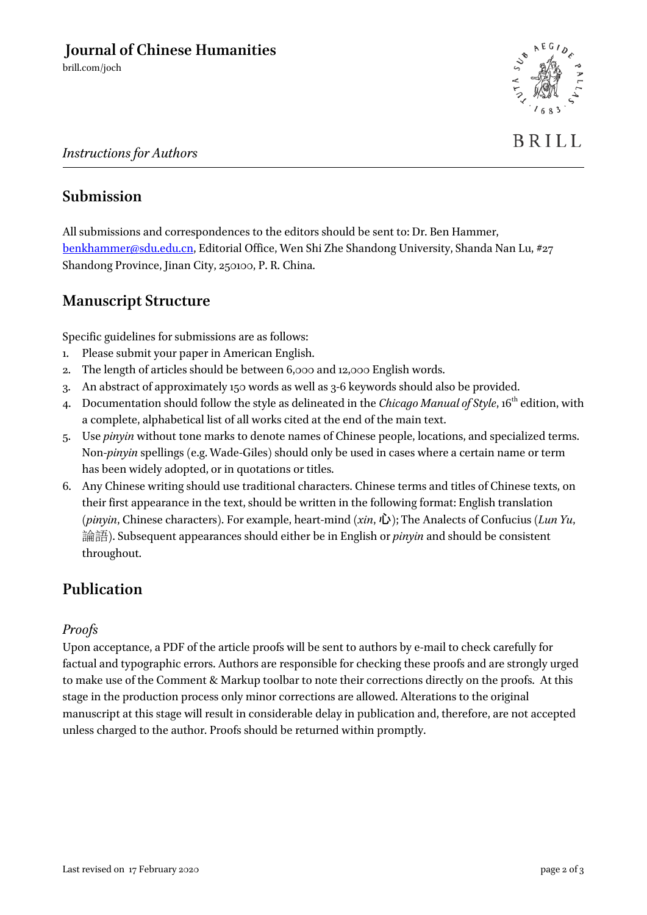# Journal of Chinese Humanities

brill.com/joch

*Instructions for Authors*

## Submission

All submissions and correspondences to the editors should be sent to: Dr. Ben Hammer, benkhammer@sdu.edu.cn, Editorial Office, Wen Shi Zhe Shandong University, Shanda Nan Lu, #27 Shandong Province, Jinan City, 250100, P. R. China.

## Manuscript Structure

Specific guidelines for submissions are as follows:

1. Please submit your paper in American English.
2. The length of articles should be between 6,000 and 12,000 English words.
3. An abstract of approximately 150 words as well as 3-6 keywords should also be provided.
4. Documentation should follow the style as delineated in the *Chicago Manual of Style*, 16th edition, with a complete, alphabetical list of all works cited at the end of the main text.
5. Use *pinyin* without tone marks to denote names of Chinese people, locations, and specialized terms. Non-*pinyin* spellings (e.g. Wade-Giles) should only be used in cases where a certain name or term has been widely adopted, or in quotations or titles.
6. Any Chinese writing should use traditional characters. Chinese terms and titles of Chinese texts, on their first appearance in the text, should be written in the following format: English translation (*pinyin*, Chinese characters). For example, heart-mind (*xin*, 心); The Analects of Confucius (*Lun Yu*, 論語). Subsequent appearances should either be in English or *pinyin* and should be consistent throughout.

## Publication

### *Proofs*

Upon acceptance, a PDF of the article proofs will be sent to authors by e-mail to check carefully for factual and typographic errors. Authors are responsible for checking these proofs and are strongly urged to make use of the Comment & Markup toolbar to note their corrections directly on the proofs. At this stage in the production process only minor corrections are allowed. Alterations to the original manuscript at this stage will result in considerable delay in publication and, therefore, are not accepted unless charged to the author. Proofs should be returned within promptly.

Last revised on 17 February 2020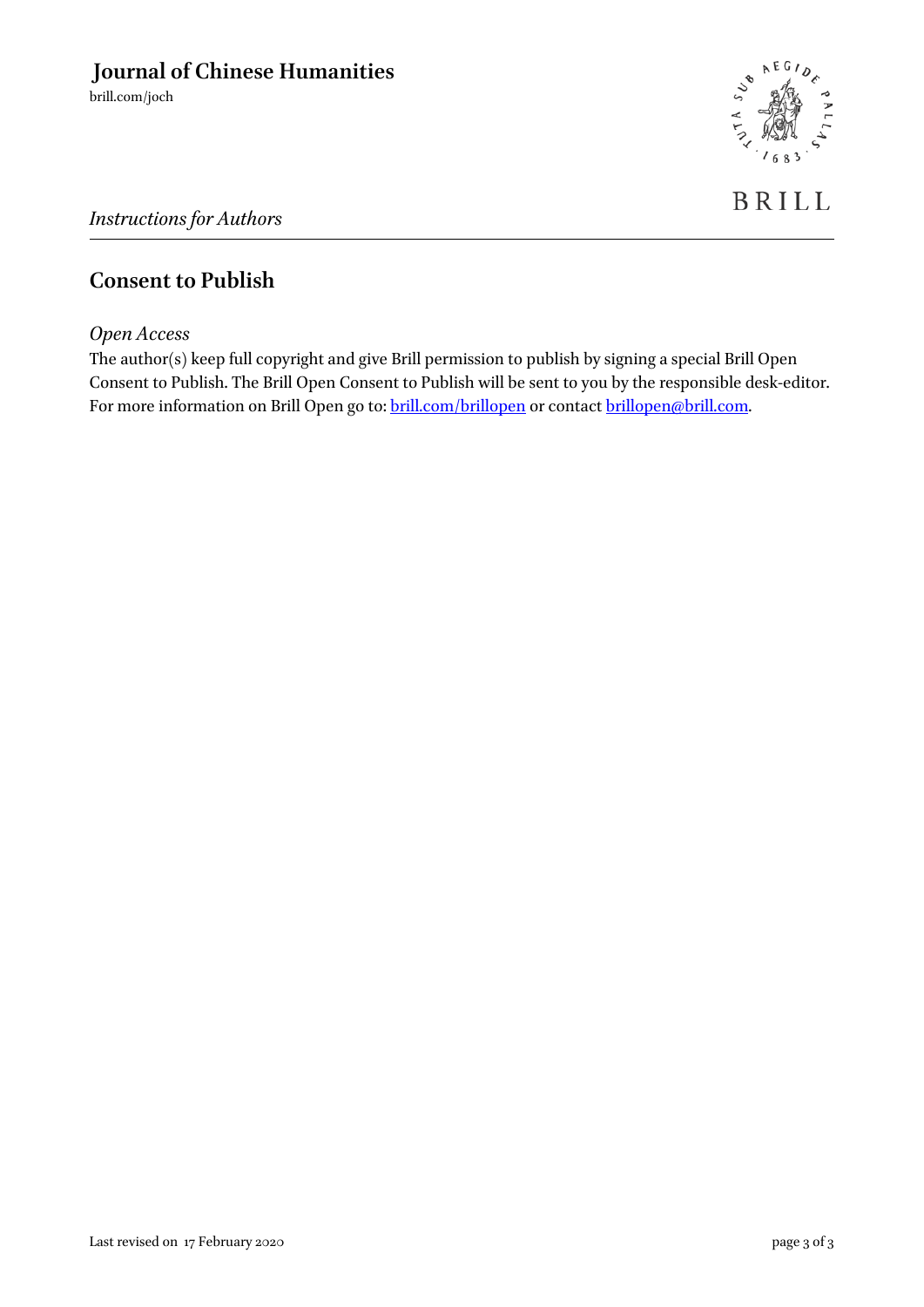## Consent to Publish

*Open Access*

The author(s) keep full copyright and give Brill permission to publish by signing a special Brill Open Consent to Publish. The Brill Open Consent to Publish will be sent to you by the responsible desk-editor. For more information on Brill Open go to: [brill.com/brillopen](brill.com/brillopen) or contact [brillopen@brill.com](mailto:brillopen@brill.com).